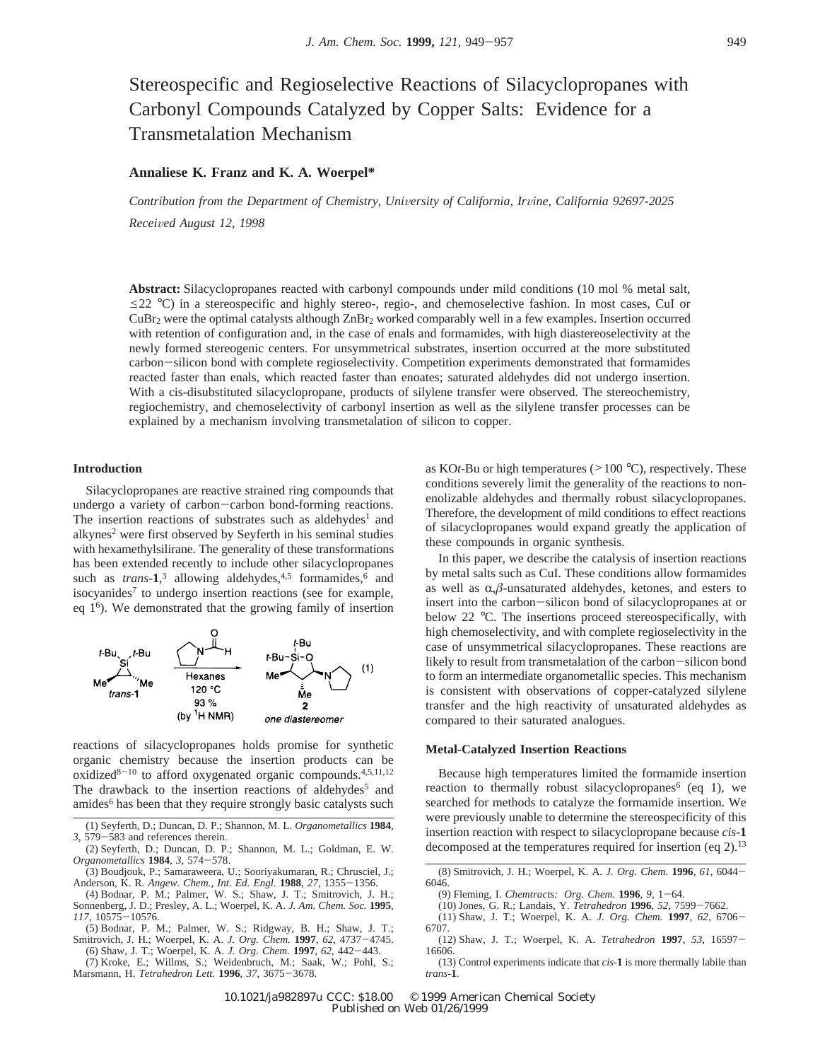# Stereospecific and Regioselective Reactions of Silacyclopropanes with Carbonyl Compounds Catalyzed by Copper Salts: Evidence for a Transmetalation Mechanism

**Annaliese K. Franz and K. A. Woerpel***

*Contribution from the Department of Chemistry, University of California, Irvine, California 92697-2025*

*Received August 12, 1998*

**Abstract:** Silacyclopropanes reacted with carbonyl compounds under mild conditions (10 mol % metal salt, ≤22 °C) in a stereospecific and highly stereo-, regio-, and chemoselective fashion. In most cases, CuI or $CuBr_2$ were the optimal catalysts although $ZnBr_2$ worked comparably well in a few examples. Insertion occurred with retention of configuration and, in the case of enals and formamides, with high diastereoselectivity at the newly formed stereogenic centers. For unsymmetrical substrates, insertion occurred at the more substituted carbon−silicon bond with complete regioselectivity. Competition experiments demonstrated that formamides reacted faster than enals, which reacted faster than enoates; saturated aldehydes did not undergo insertion. With a cis-disubstituted silacyclopropane, products of silylene transfer were observed. The stereochemistry, regiochemistry, and chemoselectivity of carbonyl insertion as well as the silylene transfer processes can be explained by a mechanism involving transmetalation of silicon to copper.

## Introduction

Silacyclopropanes are reactive strained ring compounds that undergo a variety of carbon−carbon bond-forming reactions. The insertion reactions of substrates such as aldehydes[1] and alkynes[2] were first observed by Seyferth in his seminal studies with hexamethylsilirane. The generality of these transformations has been extended recently to include other silacyclopropanes such as *trans*-**1**,[3] allowing aldehydes,[4,5] formamides,[6] and isocyanides[7] to undergo insertion reactions (see for example, eq 1[6]). We demonstrated that the growing family of insertion

(1) [Scheme: *trans*-**1** + pyrrolidine formamide, Hexanes, 120 °C, 93 % (by $^1$H NMR) → **2**, one diastereomer]

reactions of silacyclopropanes holds promise for synthetic organic chemistry because the insertion products can be oxidized[8−10] to afford oxygenated organic compounds.[4,5,11,12] The drawback to the insertion reactions of aldehydes[5] and amides[6] has been that they require strongly basic catalysts such as KO*t*-Bu or high temperatures (>100 °C), respectively. These conditions severely limit the generality of the reactions to nonenolizable aldehydes and thermally robust silacyclopropanes. Therefore, the development of mild conditions to effect reactions of silacyclopropanes would expand greatly the application of these compounds in organic synthesis.

In this paper, we describe the catalysis of insertion reactions by metal salts such as CuI. These conditions allow formamides as well as α,β-unsaturated aldehydes, ketones, and esters to insert into the carbon−silicon bond of silacyclopropanes at or below 22 °C. The insertions proceed stereospecifically, with high chemoselectivity, and with complete regioselectivity in the case of unsymmetrical silacyclopropanes. These reactions are likely to result from transmetalation of the carbon−silicon bond to form an intermediate organometallic species. This mechanism is consistent with observations of copper-catalyzed silylene transfer and the high reactivity of unsaturated aldehydes as compared to their saturated analogues.

## Metal-Catalyzed Insertion Reactions

Because high temperatures limited the formamide insertion reaction to thermally robust silacyclopropanes[6] (eq 1), we searched for methods to catalyze the formamide insertion. We were previously unable to determine the stereospecificity of this insertion reaction with respect to silacyclopropane because *cis*-**1** decomposed at the temperatures required for insertion (eq 2).[13]

(1) Seyferth, D.; Duncan, D. P.; Shannon, M. L. *Organometallics* **1984**, *3*, 579−583 and references therein.

(2) Seyferth, D.; Duncan, D. P.; Shannon, M. L.; Goldman, E. W. *Organometallics* **1984**, *3*, 574−578.

(3) Boudjouk, P.; Samaraweera, U.; Sooriyakumaran, R.; Chrusciel, J.; Anderson, K. R. *Angew. Chem., Int. Ed. Engl.* **1988**, *27*, 1355−1356.

(4) Bodnar, P. M.; Palmer, W. S.; Shaw, J. T.; Smitrovich, J. H.; Sonnenberg, J. D.; Presley, A. L.; Woerpel, K. A. *J. Am. Chem. Soc.* **1995**, *117*, 10575−10576.

(5) Bodnar, P. M.; Palmer, W. S.; Ridgway, B. H.; Shaw, J. T.; Smitrovich, J. H.; Woerpel, K. A. *J. Org. Chem.* **1997**, *62*, 4737−4745.

(6) Shaw, J. T.; Woerpel, K. A. *J. Org. Chem.* **1997**, *62*, 442−443.

(7) Kroke, E.; Willms, S.; Weidenbruch, M.; Saak, W.; Pohl, S.; Marsmann, H. *Tetrahedron Lett.* **1996**, *37*, 3675−3678.

(8) Smitrovich, J. H.; Woerpel, K. A. *J. Org. Chem.* **1996**, *61*, 6044−6046.

(9) Fleming, I. *Chemtracts: Org. Chem.* **1996**, *9*, 1−64.

(10) Jones, G. R.; Landais, Y. *Tetrahedron* **1996**, *52*, 7599−7662.

(11) Shaw, J. T.; Woerpel, K. A. *J. Org. Chem.* **1997**, *62*, 6706−6707.

(12) Shaw, J. T.; Woerpel, K. A. *Tetrahedron* **1997**, *53*, 16597−16606.

(13) Control experiments indicate that *cis*-**1** is more thermally labile than *trans*-**1**.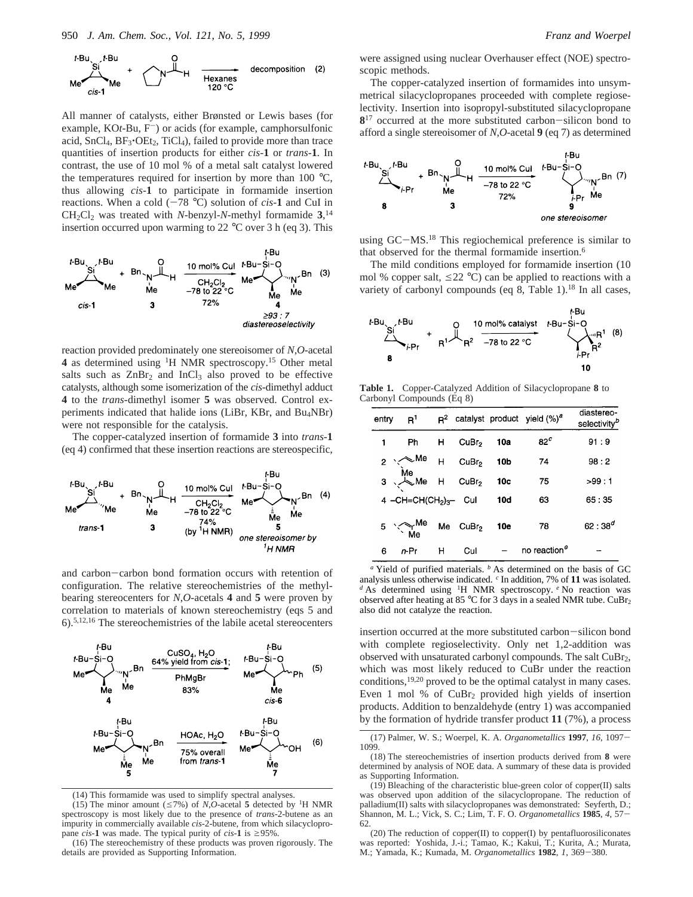decomposition (2)

All manner of catalysts, either Brønsted or Lewis bases (for example, KO*t*-Bu, $F^-$) or acids (for example, camphorsulfonic acid, $SnCl_4$, $BF_3{\cdot}OEt_2$, $TiCl_4$), failed to provide more than trace quantities of insertion products for either *cis*-**1** or *trans*-**1**. In contrast, the use of 10 mol % of a metal salt catalyst lowered the temperatures required for insertion by more than 100 °C, thus allowing *cis*-**1** to participate in formamide insertion reactions. When a cold (−78 °C) solution of *cis*-**1** and CuI in $CH_2Cl_2$ was treated with *N*-benzyl-*N*-methyl formamide **3**,[14] insertion occurred upon warming to 22 °C over 3 h (eq 3). This reaction provided predominately one stereoisomer of *N,O*-acetal **4** as determined using $^1$H NMR spectroscopy.[15] Other metal salts such as $ZnBr_2$ and $InCl_3$ also proved to be effective catalysts, although some isomerization of the *cis*-dimethyl adduct **4** to the *trans*-dimethyl isomer **5** was observed. Control experiments indicated that halide ions (LiBr, KBr, and $Bu_4NBr$) were not responsible for the catalysis.

The copper-catalyzed insertion of formamide **3** into *trans*-**1** (eq 4) confirmed that these insertion reactions are stereospecific, and carbon−carbon bond formation occurs with retention of configuration. The relative stereochemistries of the methyl-bearing stereocenters for *N,O*-acetals **4** and **5** were proven by correlation to materials of known stereochemistry (eqs 5 and 6).[5,12,16] The stereochemistries of the labile acetal stereocenters were assigned using nuclear Overhauser effect (NOE) spectroscopic methods.

The copper-catalyzed insertion of formamides into unsymmetrical silacyclopropanes proceeded with complete regioselectivity. Insertion into isopropyl-substituted silacyclopropane **8**[17] occurred at the more substituted carbon−silicon bond to afford a single stereoisomer of *N,O*-acetal **9** (eq 7) as determined using GC−MS.[18] This regiochemical preference is similar to that observed for the thermal formamide insertion.[6]

The mild conditions employed for formamide insertion (10 mol % copper salt, ≤22 °C) can be applied to reactions with a variety of carbonyl compounds (eq 8, Table 1).[18] In all cases, insertion occurred at the more substituted carbon−silicon bond with complete regioselectivity. Only net 1,2-addition was observed with unsaturated carbonyl compounds. The salt $CuBr_2$, which was most likely reduced to CuBr under the reaction conditions,[19,20] proved to be the optimal catalyst in many cases. Even 1 mol % of $CuBr_2$ provided high yields of insertion products. Addition to benzaldehyde (entry 1) was accompanied by the formation of hydride transfer product **11** (7%), a process

**Table 1.** Copper-Catalyzed Addition of Silacyclopropane **8** to Carbonyl Compounds (Eq 8)

| entry | $R^1$ | $R^2$ | catalyst | product | yield (%)[a] | diastereo-selectivity[b] |
|---|---|---|---|---|---|---|
| 1 | Ph | H | $CuBr_2$ | **10a** | 82[c] | 91 : 9 |
| 2 | CH=CHMe | H | $CuBr_2$ | **10b** | 74 | 98 : 2 |
| 3 | C(Me)=CHMe | H | $CuBr_2$ | **10c** | 75 | >99 : 1 |
| 4 | −CH=CH(CH$_2$)$_3$− | | CuI | **10d** | 63 | 65 : 35 |
| 5 | CH(Me)Me | Me | $CuBr_2$ | **10e** | 78 | 62 : 38[d] |
| 6 | *n*-Pr | H | CuI | – | no reaction[e] | – |

[a] Yield of purified materials. [b] As determined on the basis of GC analysis unless otherwise indicated. [c] In addition, 7% of **11** was isolated. [d] As determined using $^1$H NMR spectroscopy. [e] No reaction was observed after heating at 85 °C for 3 days in a sealed NMR tube. $CuBr_2$ also did not catalyze the reaction.

(14) This formamide was used to simplify spectral analyses.

(15) The minor amount (≤7%) of *N,O*-acetal **5** detected by $^1$H NMR spectroscopy is most likely due to the presence of *trans*-2-butene as an impurity in commercially available *cis*-2-butene, from which silacyclopropane *cis*-**1** was made. The typical purity of *cis*-**1** is ≥95%.

(16) The stereochemistry of these products was proven rigorously. The details are provided as Supporting Information.

(17) Palmer, W. S.; Woerpel, K. A. *Organometallics* **1997**, *16*, 1097−1099.

(18) The stereochemistries of insertion products derived from **8** were determined by analysis of NOE data. A summary of these data is provided as Supporting Information.

(19) Bleaching of the characteristic blue-green color of copper(II) salts was observed upon addition of the silacyclopropane. The reduction of palladium(II) salts with silacyclopropanes was demonstrated: Seyferth, D.; Shannon, M. L.; Vick, S. C.; Lim, T. F. O. *Organometallics* **1985**, *4*, 57−62.

(20) The reduction of copper(II) to copper(I) by pentafluorosiliconates was reported: Yoshida, J.-i.; Tamao, K.; Kakui, T.; Kurita, A.; Murata, M.; Yamada, K.; Kumada, M. *Organometallics* **1982**, *1*, 369−380.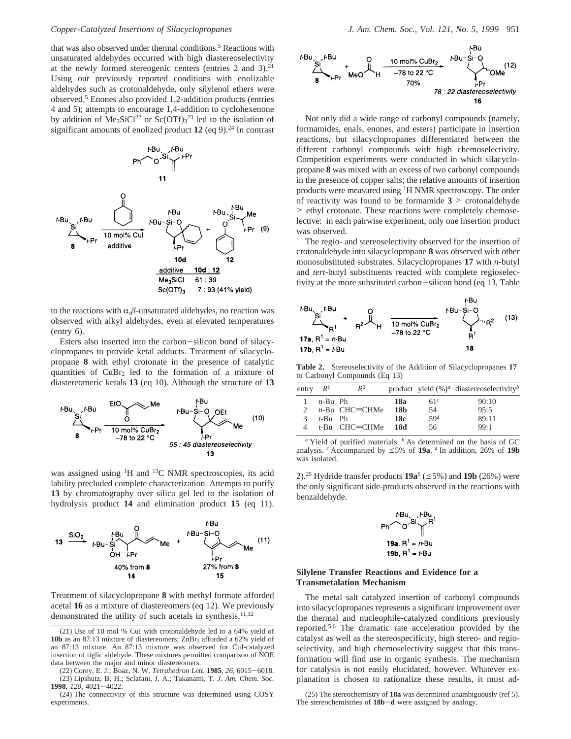that was also observed under thermal conditions.[5] Reactions with unsaturated aldehydes occurred with high diastereoselectivity at the newly formed stereogenic centers (entries 2 and 3).[21] Using our previously reported conditions with enolizable aldehydes such as crotonaldehyde, only silylenol ethers were observed.[5] Enones also provided 1,2-addition products (entries 4 and 5); attempts to encourage 1,4-addition to cyclohexenone by addition of $Me_3SiCl$[22] or $Sc(OTf)_3$[23] led to the isolation of significant amounts of enolized product **12** (eq 9).[24] In contrast

**11**

(9)

| additive | **10d** : **12** |
|---|---|
| $Me_3SiCl$ | 61 : 39 |
| $Sc(OTf)_3$ | 7 : 93 (41% yield) |

to the reactions with α,β-unsaturated aldehydes, no reaction was observed with alkyl aldehydes, even at elevated temperatures (entry 6).

Esters also inserted into the carbon–silicon bond of silacyclopropanes to provide ketal adducts. Treatment of silacyclopropane **8** with ethyl crotonate in the presence of catalytic quantities of $CuBr_2$ led to the formation of a mixture of diastereomeric ketals **13** (eq 10). Although the structure of **13**

(10) 10 mol% $CuBr_2$, −78 to 22 °C; 55 : 45 diastereoselectivity, **13**

was assigned using $^1H$ and $^{13}C$ NMR spectroscopies, its acid lability precluded complete characterization. Attempts to purify **13** by chromatography over silica gel led to the isolation of hydrolysis product **14** and elimination product **15** (eq 11).

(11) **13** → $SiO_2$ → **14** (40% from **8**) + **15** (27% from **8**)

Treatment of silacyclopropane **8** with methyl formate afforded acetal **16** as a mixture of diastereomers (eq 12). We previously demonstrated the utility of such acetals in synthesis.[11,12]

(12) 10 mol% $CuBr_2$, −78 to 22 °C, 70%; 78 : 22 diastereoselectivity, **16**

Not only did a wide range of carbonyl compounds (namely, formamides, enals, enones, and esters) participate in insertion reactions, but silacyclopropanes differentiated between the different carbonyl compounds with high chemoselectivity. Competition experiments were conducted in which silacyclopropane **8** was mixed with an excess of two carbonyl compounds in the presence of copper salts; the relative amounts of insertion products were measured using $^1H$ NMR spectroscopy. The order of reactivity was found to be formamide **3** > crotonaldehyde > ethyl crotonate. These reactions were completely chemoselective: in each pairwise experiment, only one insertion product was observed.

The regio- and stereoselectivity observed for the insertion of crotonaldehyde into silacyclopropane **8** was observed with other monosubstituted substrates. Silacyclopropanes **17** with *n*-butyl and *tert*-butyl substituents reacted with complete regioselectivity at the more substituted carbon–silicon bond (eq 13, Table 2).[25] Hydride transfer products **19a**[5] (≤5%) and **19b** (26%) were the only significant side-products observed in the reactions with benzaldehyde.

(13) **17a**, $R^1$ = *n*-Bu; **17b**, $R^1$ = *t*-Bu; 10 mol% $CuBr_2$, −78 to 22 °C → **18**

**Table 2.** Stereoselectivity of the Addition of Silacyclopropanes **17** to Carbonyl Compounds (Eq 13)

| entry | $R^1$ | $R^2$ | product | yield (%)[a] | diastereoselectivity[b] |
|---|---|---|---|---|---|
| 1 | *n*-Bu | Ph | **18a** | 61[c] | 90:10 |
| 2 | *n*-Bu | CH=CHMe | **18b** | 54 | 95:5 |
| 3 | *t*-Bu | Ph | **18c** | 59[d] | 89:11 |
| 4 | *t*-Bu | CH=CHMe | **18d** | 56 | 99:1 |

[a] Yield of purified materials. [b] As determined on the basis of GC analysis. [c] Accompanied by ≤5% of **19a**. [d] In addition, 26% of **19b** was isolated.

**19a**, $R^1$ = *n*-Bu
**19b**, $R^1$ = *t*-Bu

## Silylene Transfer Reactions and Evidence for a Transmetalation Mechanism

The metal salt catalyzed insertion of carbonyl compounds into silacyclopropanes represents a significant improvement over the thermal and nucleophile-catalyzed conditions previously reported.[5,6] The dramatic rate acceleration provided by the catalyst as well as the stereospecificity, high stereo- and regioselectivity, and high chemoselectivity suggest that this transformation will find use in organic synthesis. The mechanism for catalysis is not easily elucidated, however. Whatever explanation is chosen to rationalize these results, it must ad-

(21) Use of 10 mol % CuI with crotonaldehyde led to a 64% yield of **10b** as an 87:13 mixture of diastereomers; $ZnBr_2$ afforded a 62% yield of an 87:13 mixture. An 87:13 mixture was observed for CuI-catalyzed insertion of tiglic aldehyde. These mixtures permitted comparison of NOE data between the major and minor diastereomers.

(22) Corey, E. J.; Boaz, N. W. *Tetrahedron Lett.* **1985**, *26*, 6015–6018.

(23) Lipshutz, B. H.; Sclafani, J. A.; Takanami, T. *J. Am. Chem. Soc.* **1998**, *120*, 4021–4022.

(24) The connectivity of this structure was determined using COSY experiments.

(25) The stereochemistry of **18a** was determined unambiguously (ref 5). The stereochemistries of **18b**–**d** were assigned by analogy.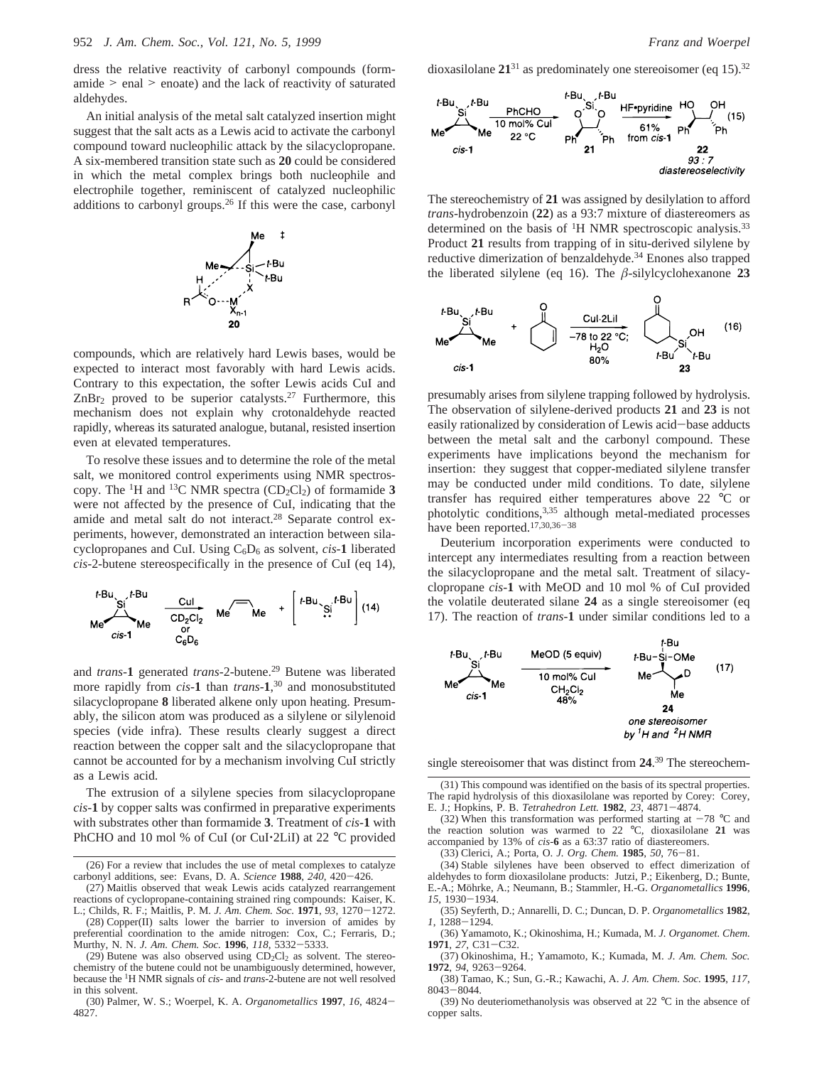dress the relative reactivity of carbonyl compounds (formamide > enal > enoate) and the lack of reactivity of saturated aldehydes.

An initial analysis of the metal salt catalyzed insertion might suggest that the salt acts as a Lewis acid to activate the carbonyl compound toward nucleophilic attack by the silacyclopropane. A six-membered transition state such as **20** could be considered in which the metal complex brings both nucleophile and electrophile together, reminiscent of catalyzed nucleophilic additions to carbonyl groups.[26] If this were the case, carbonyl compounds, which are relatively hard Lewis bases, would be expected to interact most favorably with hard Lewis acids. Contrary to this expectation, the softer Lewis acids CuI and $ZnBr_2$ proved to be superior catalysts.[27] Furthermore, this mechanism does not explain why crotonaldehyde reacted rapidly, whereas its saturated analogue, butanal, resisted insertion even at elevated temperatures.

To resolve these issues and to determine the role of the metal salt, we monitored control experiments using NMR spectroscopy. The $^1$H and $^{13}$C NMR spectra ($CD_2Cl_2$) of formamide **3** were not affected by the presence of CuI, indicating that the amide and metal salt do not interact.[28] Separate control experiments, however, demonstrated an interaction between silacyclopropanes and CuI. Using $C_6D_6$ as solvent, *cis*-**1** liberated *cis*-2-butene stereospecifically in the presence of CuI (eq 14), and *trans*-**1** generated *trans*-2-butene.[29] Butene was liberated more rapidly from *cis*-**1** than *trans*-**1**,[30] and monosubstituted silacyclopropane **8** liberated alkene only upon heating. Presumably, the silicon atom was produced as a silylene or silylenoid species (vide infra). These results clearly suggest a direct reaction between the copper salt and the silacyclopropane that cannot be accounted for by a mechanism involving CuI strictly as a Lewis acid.

The extrusion of a silylene species from silacyclopropane *cis*-**1** by copper salts was confirmed in preparative experiments with substrates other than formamide **3**. Treatment of *cis*-**1** with PhCHO and 10 mol % of CuI (or CuI·2LiI) at 22 °C provided dioxasilolane **21**[31] as predominately one stereoisomer (eq 15).[32]

The stereochemistry of **21** was assigned by desilylation to afford *trans*-hydrobenzoin (**22**) as a 93:7 mixture of diastereomers as determined on the basis of $^1$H NMR spectroscopic analysis.[33] Product **21** results from trapping of in situ-derived silylene by reductive dimerization of benzaldehyde.[34] Enones also trapped the liberated silylene (eq 16). The $\beta$-silylcyclohexanone **23** presumably arises from silylene trapping followed by hydrolysis. The observation of silylene-derived products **21** and **23** is not easily rationalized by consideration of Lewis acid–base adducts between the metal salt and the carbonyl compound. These experiments have implications beyond the mechanism for insertion: they suggest that copper-mediated silylene transfer may be conducted under mild conditions. To date, silylene transfer has required either temperatures above 22 °C or photolytic conditions,[3,35] although metal-mediated processes have been reported.[17,30,36–38]

Deuterium incorporation experiments were conducted to intercept any intermediates resulting from a reaction between the silacyclopropane and the metal salt. Treatment of silacyclopropane *cis*-**1** with MeOD and 10 mol % of CuI provided the volatile deuterated silane **24** as a single stereoisomer (eq 17). The reaction of *trans*-**1** under similar conditions led to a single stereoisomer that was distinct from **24**.[39] The stereochem-

(26) For a review that includes the use of metal complexes to catalyze carbonyl additions, see: Evans, D. A. *Science* **1988**, *240*, 420–426.

(27) Maitlis observed that weak Lewis acids catalyzed rearrangement reactions of cyclopropane-containing strained ring compounds: Kaiser, K. L.; Childs, R. F.; Maitlis, P. M. *J. Am. Chem. Soc.* **1971**, *93*, 1270–1272.

(28) Copper(II) salts lower the barrier to inversion of amides by preferential coordination to the amide nitrogen: Cox, C.; Ferraris, D.; Murthy, N. N. *J. Am. Chem. Soc.* **1996**, *118*, 5332–5333.

(29) Butene was also observed using $CD_2Cl_2$ as solvent. The stereochemistry of the butene could not be unambiguously determined, however, because the $^1$H NMR signals of *cis*- and *trans*-2-butene are not well resolved in this solvent.

(30) Palmer, W. S.; Woerpel, K. A. *Organometallics* **1997**, *16*, 4824–4827.

(31) This compound was identified on the basis of its spectral properties. The rapid hydrolysis of this dioxasilolane was reported by Corey: Corey, E. J.; Hopkins, P. B. *Tetrahedron Lett.* **1982**, *23*, 4871–4874.

(32) When this transformation was performed starting at −78 °C and the reaction solution was warmed to 22 °C, dioxasilolane **21** was accompanied by 13% of *cis*-**6** as a 63:37 ratio of diastereomers.

(33) Clerici, A.; Porta, O. *J. Org. Chem.* **1985**, *50*, 76–81.

(34) Stable silylenes have been observed to effect dimerization of aldehydes to form dioxasilolane products: Jutzi, P.; Eikenberg, D.; Bunte, E.-A.; Möhrke, A.; Neumann, B.; Stammler, H.-G. *Organometallics* **1996**, *15*, 1930–1934.

(35) Seyferth, D.; Annarelli, D. C.; Duncan, D. P. *Organometallics* **1982**, *1*, 1288–1294.

(36) Yamamoto, K.; Okinoshima, H.; Kumada, M. *J. Organomet. Chem.* **1971**, *27*, C31–C32.

(37) Okinoshima, H.; Yamamoto, K.; Kumada, M. *J. Am. Chem. Soc.* **1972**, *94*, 9263–9264.

(38) Tamao, K.; Sun, G.-R.; Kawachi, A. *J. Am. Chem. Soc.* **1995**, *117*, 8043–8044.

(39) No deuteriomethanolysis was observed at 22 °C in the absence of copper salts.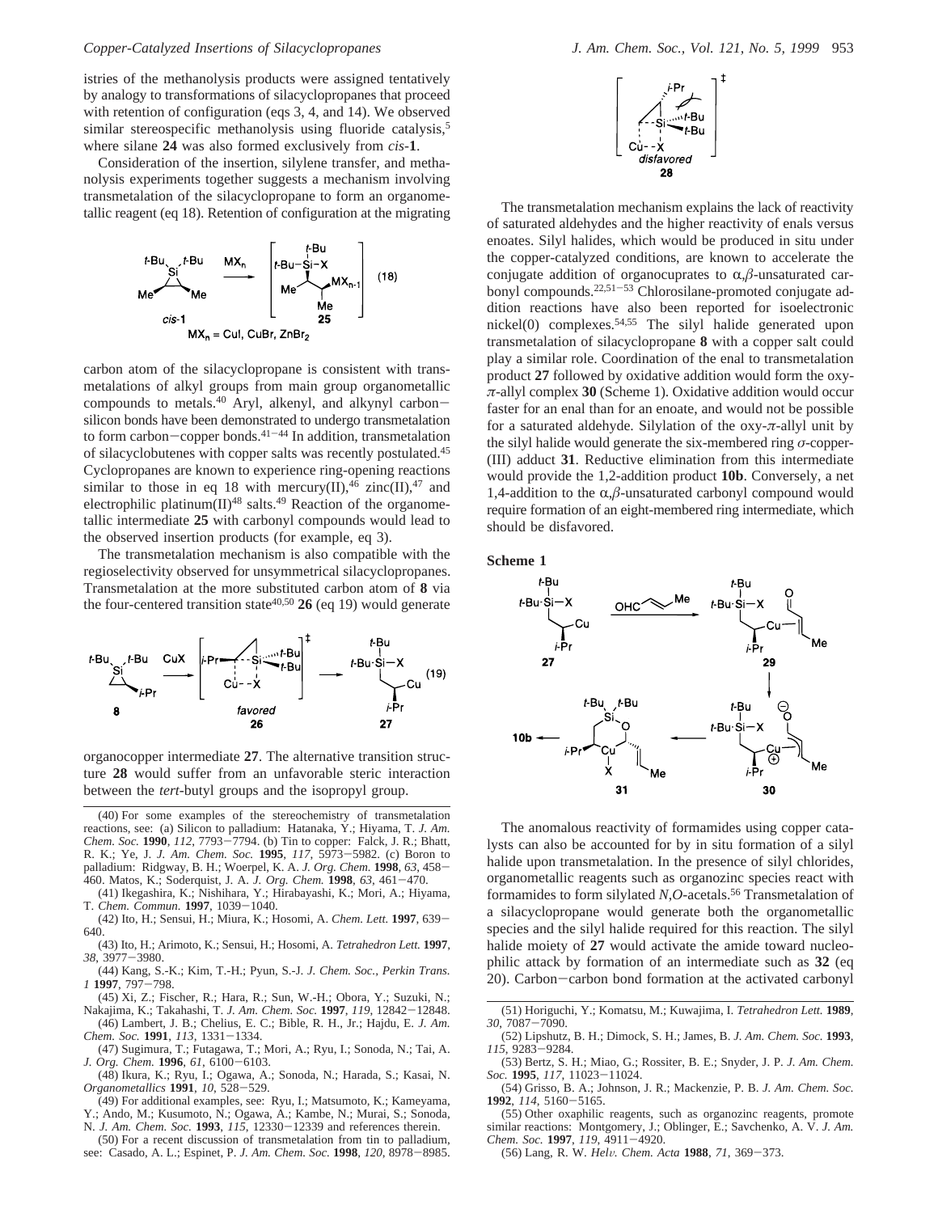istries of the methanolysis products were assigned tentatively by analogy to transformations of silacyclopropanes that proceed with retention of configuration (eqs 3, 4, and 14). We observed similar stereospecific methanolysis using fluoride catalysis,[5] where silane **24** was also formed exclusively from *cis*-**1**.

Consideration of the insertion, silylene transfer, and methanolysis experiments together suggests a mechanism involving transmetalation of the silacyclopropane to form an organometallic reagent (eq 18). Retention of configuration at the migrating

(18)

$MX_n$ = CuI, CuBr, $ZnBr_2$

carbon atom of the silacyclopropane is consistent with transmetalations of alkyl groups from main group organometallic compounds to metals.[40] Aryl, alkenyl, and alkynyl carbon–silicon bonds have been demonstrated to undergo transmetalation to form carbon–copper bonds.[41–44] In addition, transmetalation of silacyclobutenes with copper salts was recently postulated.[45] Cyclopropanes are known to experience ring-opening reactions similar to those in eq 18 with mercury(II),[46] zinc(II),[47] and electrophilic platinum(II)[48] salts.[49] Reaction of the organometallic intermediate **25** with carbonyl compounds would lead to the observed insertion products (for example, eq 3).

The transmetalation mechanism is also compatible with the regioselectivity observed for unsymmetrical silacyclopropanes. Transmetalation at the more substituted carbon atom of **8** via the four-centered transition state[40,50] **26** (eq 19) would generate

(19)

organocopper intermediate **27**. The alternative transition structure **28** would suffer from an unfavorable steric interaction between the *tert*-butyl groups and the isopropyl group.

The transmetalation mechanism explains the lack of reactivity of saturated aldehydes and the higher reactivity of enals versus enoates. Silyl halides, which would be produced in situ under the copper-catalyzed conditions, are known to accelerate the conjugate addition of organocuprates to $\alpha,\beta$-unsaturated carbonyl compounds.[22,51–53] Chlorosilane-promoted conjugate addition reactions have also been reported for isoelectronic nickel(0) complexes.[54,55] The silyl halide generated upon transmetalation of silacyclopropane **8** with a copper salt could play a similar role. Coordination of the enal to transmetalation product **27** followed by oxidative addition would form the oxy-$\pi$-allyl complex **30** (Scheme 1). Oxidative addition would occur faster for an enal than for an enoate, and would not be possible for a saturated aldehyde. Silylation of the oxy-$\pi$-allyl unit by the silyl halide would generate the six-membered ring $\sigma$-copper(III) adduct **31**. Reductive elimination from this intermediate would provide the 1,2-addition product **10b**. Conversely, a net 1,4-addition to the $\alpha,\beta$-unsaturated carbonyl compound would require formation of an eight-membered ring intermediate, which should be disfavored.

**Scheme 1**

The anomalous reactivity of formamides using copper catalysts can also be accounted for by in situ formation of a silyl halide upon transmetalation. In the presence of silyl chlorides, organometallic reagents such as organozinc species react with formamides to form silylated *N*,*O*-acetals.[56] Transmetalation of a silacyclopropane would generate both the organometallic species and the silyl halide required for this reaction. The silyl halide moiety of **27** would activate the amide toward nucleophilic attack by formation of an intermediate such as **32** (eq 20). Carbon–carbon bond formation at the activated carbonyl

(40) For some examples of the stereochemistry of transmetalation reactions, see: (a) Silicon to palladium: Hatanaka, Y.; Hiyama, T. *J. Am. Chem. Soc.* **1990**, *112*, 7793–7794. (b) Tin to copper: Falck, J. R.; Bhatt, R. K.; Ye, J. *J. Am. Chem. Soc.* **1995**, *117*, 5973–5982. (c) Boron to palladium: Ridgway, B. H.; Woerpel, K. A. *J. Org. Chem.* **1998**, *63*, 458–460. Matos, K.; Soderquist, J. A. *J. Org. Chem.* **1998**, *63*, 461–470.

(41) Ikegashira, K.; Nishihara, Y.; Hirabayashi, K.; Mori, A.; Hiyama, T. *Chem. Commun.* **1997**, 1039–1040.

(42) Ito, H.; Sensui, H.; Miura, K.; Hosomi, A. *Chem. Lett.* **1997**, 639–640.

(43) Ito, H.; Arimoto, K.; Sensui, H.; Hosomi, A. *Tetrahedron Lett.* **1997**, *38*, 3977–3980.

(44) Kang, S.-K.; Kim, T.-H.; Pyun, S.-J. *J. Chem. Soc., Perkin Trans. 1* **1997**, 797–798.

(45) Xi, Z.; Fischer, R.; Hara, R.; Sun, W.-H.; Obora, Y.; Suzuki, N.; Nakajima, K.; Takahashi, T. *J. Am. Chem. Soc.* **1997**, *119*, 12842–12848.

(46) Lambert, J. B.; Chelius, E. C.; Bible, R. H., Jr.; Hajdu, E. *J. Am. Chem. Soc.* **1991**, *113*, 1331–1334.

(47) Sugimura, T.; Futagawa, T.; Mori, A.; Ryu, I.; Sonoda, N.; Tai, A. *J. Org. Chem.* **1996**, *61*, 6100–6103.

(48) Ikura, K.; Ryu, I.; Ogawa, A.; Sonoda, N.; Harada, S.; Kasai, N. *Organometallics* **1991**, *10*, 528–529.

(49) For additional examples, see: Ryu, I.; Matsumoto, K.; Kameyama, Y.; Ando, M.; Kusumoto, N.; Ogawa, A.; Kambe, N.; Murai, S.; Sonoda, N. *J. Am. Chem. Soc.* **1993**, *115*, 12330–12339 and references therein.

(50) For a recent discussion of transmetalation from tin to palladium, see: Casado, A. L.; Espinet, P. *J. Am. Chem. Soc.* **1998**, *120*, 8978–8985.

(51) Horiguchi, Y.; Komatsu, M.; Kuwajima, I. *Tetrahedron Lett.* **1989**, *30*, 7087–7090.

(52) Lipshutz, B. H.; Dimock, S. H.; James, B. *J. Am. Chem. Soc.* **1993**, *115*, 9283–9284.

(53) Bertz, S. H.; Miao, G.; Rossiter, B. E.; Snyder, J. P. *J. Am. Chem. Soc.* **1995**, *117*, 11023–11024.

(54) Grisso, B. A.; Johnson, J. R.; Mackenzie, P. B. *J. Am. Chem. Soc.* **1992**, *114*, 5160–5165.

(55) Other oxaphilic reagents, such as organozinc reagents, promote similar reactions: Montgomery, J.; Oblinger, E.; Savchenko, A. V. *J. Am. Chem. Soc.* **1997**, *119*, 4911–4920.

(56) Lang, R. W. *Helv. Chem. Acta* **1988**, *71*, 369–373.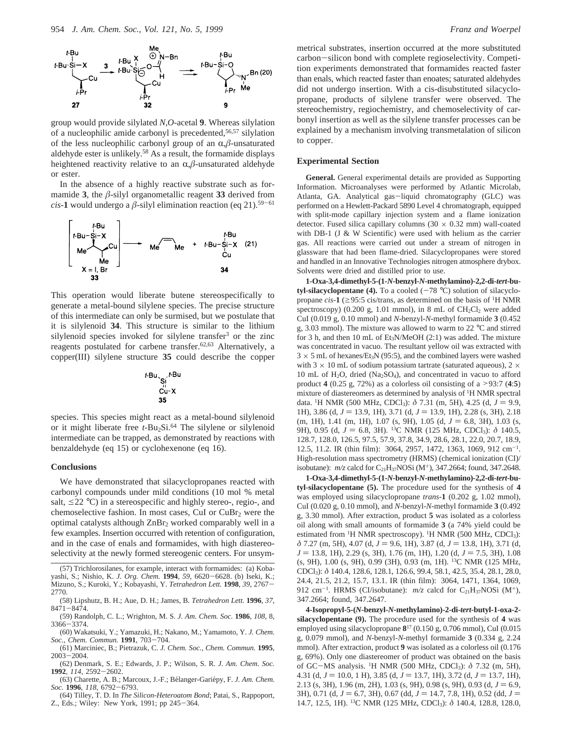group would provide silylated *N,O*-acetal **9**. Whereas silylation of a nucleophilic amide carbonyl is precedented,[56,57] silylation of the less nucleophilic carbonyl group of an α,β-unsaturated aldehyde ester is unlikely.[58] As a result, the formamide displays heightened reactivity relative to an α,β-unsaturated aldehyde or ester.

In the absence of a highly reactive substrate such as formamide **3**, the β-silyl organometallic reagent **33** derived from *cis*-**1** would undergo a β-silyl elimination reaction (eq 21).[59-61]

This operation would liberate butene stereospecifically to generate a metal-bound silylene species. The precise structure of this intermediate can only be surmised, but we postulate that it is silylenoid **34**. This structure is similar to the lithium silylenoid species invoked for silylene transfer[3] or the zinc reagents postulated for carbene transfer.[62,63] Alternatively, a copper(III) silylene structure **35** could describe the copper species. This species might react as a metal-bound silylenoid or it might liberate free *t*-$Bu_2Si$.[64] The silylene or silylenoid intermediate can be trapped, as demonstrated by reactions with benzaldehyde (eq 15) or cyclohexenone (eq 16).

## Conclusions

We have demonstrated that silacyclopropanes reacted with carbonyl compounds under mild conditions (10 mol % metal salt, ≤22 °C) in a stereospecific and highly stereo-, regio-, and chemoselective fashion. In most cases, CuI or $CuBr_2$ were the optimal catalysts although $ZnBr_2$ worked comparably well in a few examples. Insertion occurred with retention of configuration, and in the case of enals and formamides, with high diastereoselectivity at the newly formed stereogenic centers. For unsymmetrical substrates, insertion occurred at the more substituted carbon−silicon bond with complete regioselectivity. Competition experiments demonstrated that formamides reacted faster than enals, which reacted faster than enoates; saturated aldehydes did not undergo insertion. With a cis-disubstituted silacyclopropane, products of silylene transfer were observed. The stereochemistry, regiochemistry, and chemoselectivity of carbonyl insertion as well as the silylene transfer processes can be explained by a mechanism involving transmetalation of silicon to copper.

## Experimental Section

**General.** General experimental details are provided as Supporting Information. Microanalyses were performed by Atlantic Microlab, Atlanta, GA. Analytical gas−liquid chromatography (GLC) was performed on a Hewlett-Packard 5890 Level 4 chromatograph, equipped with split-mode capillary injection system and a flame ionization detector. Fused silica capillary columns (30 × 0.32 mm) wall-coated with DB-1 (J & W Scientific) were used with helium as the carrier gas. All reactions were carried out under a stream of nitrogen in glassware that had been flame-dried. Silacyclopropanes were stored and handled in an Innovative Technologies nitrogen atmosphere drybox. Solvents were dried and distilled prior to use.

**1-Oxa-3,4-dimethyl-5-(1-*N*-benzyl-*N*-methylamino)-2,2-di-*tert*-butyl-silacyclopentane (4).** To a cooled (−78 °C) solution of silacyclopropane *cis*-**1** (≥95:5 cis/trans, as determined on the basis of $^1H$ NMR spectroscopy) (0.200 g, 1.01 mmol), in 8 mL of $CH_2Cl_2$ were added CuI (0.019 g, 0.10 mmol) and *N*-benzyl-*N*-methyl formamide **3** (0.452 g, 3.03 mmol). The mixture was allowed to warm to 22 °C and stirred for 3 h, and then 10 mL of $Et_3N$/MeOH (2:1) was added. The mixture was concentrated in vacuo. The resultant yellow oil was extracted with 3 × 5 mL of hexanes/$Et_3N$ (95:5), and the combined layers were washed with 3 × 10 mL of sodium potassium tartrate (saturated aqueous), 2 × 10 mL of $H_2O$, dried ($Na_2SO_4$), and concentrated in vacuo to afford product **4** (0.25 g, 72%) as a colorless oil consisting of a >93:7 (**4**:**5**) mixture of diastereomers as determined by analysis of $^1H$ NMR spectral data. $^1H$ NMR (500 MHz, $CDCl_3$): δ 7.31 (m, 5H), 4.25 (d, *J* = 9.9, 1H), 3.86 (d, *J* = 13.9, 1H), 3.71 (d, *J* = 13.9, 1H), 2.28 (s, 3H), 2.18 (m, 1H), 1.41 (m, 1H), 1.07 (s, 9H), 1.05 (d, *J* = 6.8, 3H), 1.03 (s, 9H), 0.95 (d, *J* = 6.8, 3H). $^{13}C$ NMR (125 MHz, $CDCl_3$): δ 140.5, 128.7, 128.0, 126.5, 97.5, 57.9, 37.8, 34.9, 28.6, 28.1, 22.0, 20.7, 18.9, 12.5, 11.2. IR (thin film): 3064, 2957, 1472, 1363, 1069, 912 $cm^{-1}$. High-resolution mass spectrometry (HRMS) (chemical ionization (CI)/isobutane): *m/z* calcd for $C_{21}H_{37}NOSi$ ($M^+$), 347.2664; found, 347.2648.

**1-Oxa-3,4-dimethyl-5-(1-*N*-benzyl-*N*-methylamino)-2,2-di-*tert*-butyl-silacyclopentane (5).** The procedure used for the synthesis of **4** was employed using silacyclopropane *trans*-**1** (0.202 g, 1.02 mmol), CuI (0.020 g, 0.10 mmol), and *N*-benzyl-*N*-methyl formamide **3** (0.492 g, 3.30 mmol). After extraction, product **5** was isolated as a colorless oil along with small amounts of formamide **3** (a 74% yield could be estimated from $^1H$ NMR spectroscopy). $^1H$ NMR (500 MHz, $CDCl_3$): δ 7.27 (m, 5H), 4.07 (d, *J* = 9.6, 1H), 3.87 (d, *J* = 13.8, 1H), 3.71 (d, *J* = 13.8, 1H), 2.29 (s, 3H), 1.76 (m, 1H), 1.20 (d, *J* = 7.5, 3H), 1.08 (s, 9H), 1.00 (s, 9H), 0.99 (3H), 0.93 (m, 1H). $^{13}C$ NMR (125 MHz, $CDCl_3$): δ 140.4, 128.6, 128.1, 126.6, 99.4, 58.1, 42.5, 35.4, 28.1, 28.0, 24.4, 21.5, 21.2, 15.7, 13.1. IR (thin film): 3064, 1471, 1364, 1069, 912 $cm^{-1}$. HRMS (CI/isobutane): *m/z* calcd for $C_{21}H_{37}NOSi$ ($M^+$), 347.2664; found, 347.2647.

**4-Isopropyl-5-(*N*-benzyl-*N*-methylamino)-2-di-*tert*-butyl-1-oxa-2-silacyclopentane (9).** The procedure used for the synthesis of **4** was employed using silacyclopropane **8**[17] (0.150 g, 0.706 mmol), CuI (0.015 g, 0.079 mmol), and *N*-benzyl-*N*-methyl formamide **3** (0.334 g, 2.24 mmol). After extraction, product **9** was isolated as a colorless oil (0.176 g, 69%). Only one diastereomer of product was obtained on the basis of GC−MS analysis. $^1H$ NMR (500 MHz, $CDCl_3$): δ 7.32 (m, 5H), 4.31 (d, *J* = 10.0, 1 H), 3.85 (d, *J* = 13.7, 1H), 3.72 (d, *J* = 13.7, 1H), 2.13 (s, 3H), 1.96 (m, 2H), 1.03 (s, 9H), 0.98 (s, 9H), 0.93 (d, *J* = 6.9, 3H), 0.71 (d, *J* = 6.7, 3H), 0.67 (dd, *J* = 14.7, 7.8, 1H), 0.52 (dd, *J* = 14.7, 12.5, 1H). $^{13}C$ NMR (125 MHz, $CDCl_3$): δ 140.4, 128.8, 128.0,

(57) Trichlorosilanes, for example, interact with formamides: (a) Kobayashi, S.; Nishio, K. *J. Org. Chem.* **1994**, *59*, 6620−6628. (b) Iseki, K.; Mizuno, S.; Kuroki, Y.; Kobayashi, Y. *Tetrahedron Lett.* **1998**, *39*, 2767−2770.

(58) Lipshutz, B. H.; Aue, D. H.; James, B. *Tetrahedron Lett.* **1996**, *37*, 8471−8474.

(59) Randolph, C. L.; Wrighton, M. S. *J. Am. Chem. Soc.* **1986**, *108*, 8, 3366−3374.

(60) Wakatsuki, Y.; Yamazuki, H.; Nakano, M.; Yamamoto, Y. *J. Chem. Soc., Chem. Commun.* **1991**, 703−704.

(61) Marciniec, B.; Pietrazuk, C. *J. Chem. Soc., Chem. Commun.* **1995**, 2003−2004.

(62) Denmark, S. E.; Edwards, J. P.; Wilson, S. R. *J. Am. Chem. Soc.* **1992**, *114*, 2592−2602.

(63) Charette, A. B.; Marcoux, J.-F.; Bélanger-Gariépy, F. *J. Am. Chem. Soc.* **1996**, *118*, 6792−6793.

(64) Tilley, T. D. In *The Silicon-Heteroatom Bond*; Patai, S., Rappoport, Z., Eds.; Wiley: New York, 1991; pp 245−364.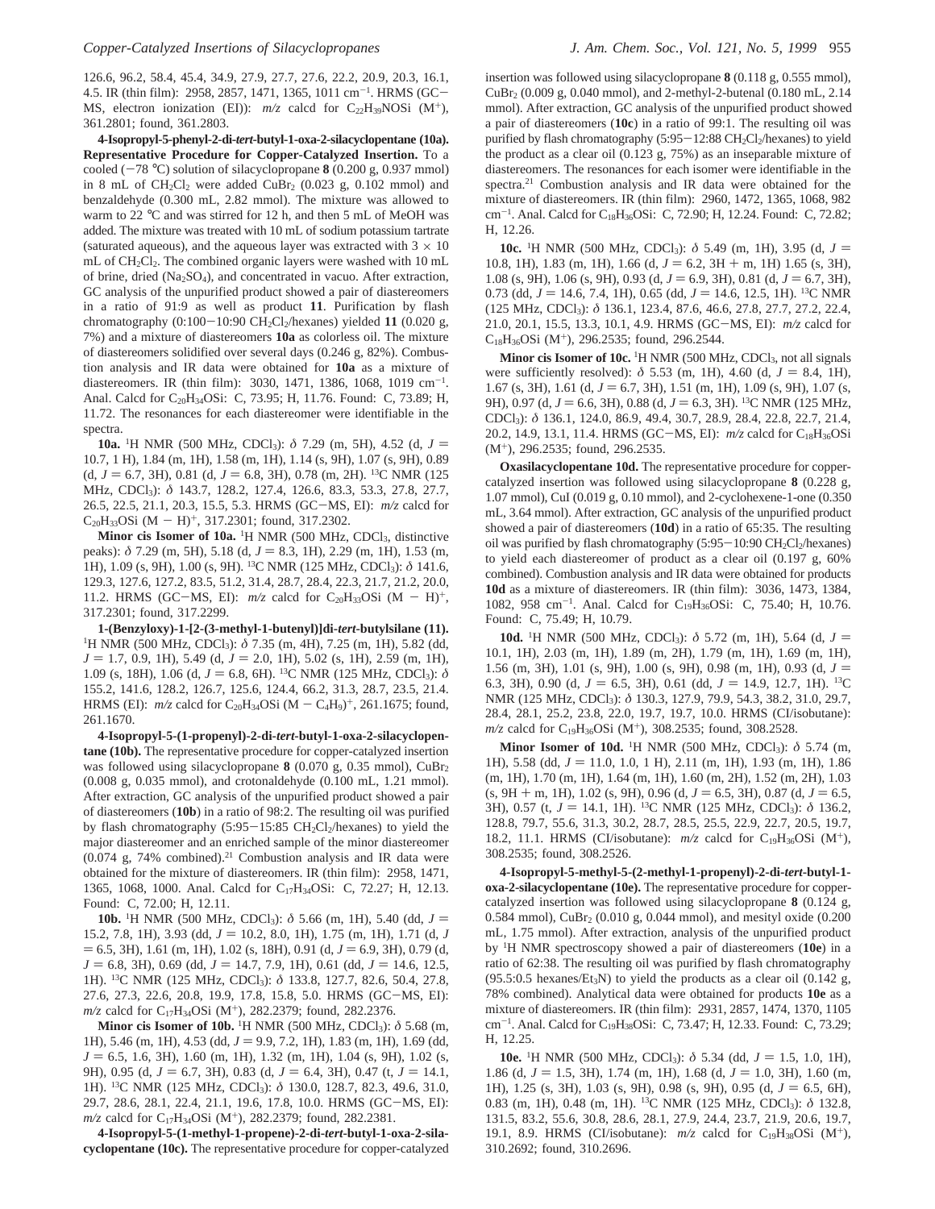126.6, 96.2, 58.4, 45.4, 34.9, 27.9, 27.7, 27.6, 22.2, 20.9, 20.3, 16.1, 4.5. IR (thin film): 2958, 2857, 1471, 1365, 1011 cm$^{-1}$. HRMS (GC–MS, electron ionization (EI)): $m/z$ calcd for $C_{22}H_{39}NOSi$ ($M^+$), 361.2801; found, 361.2803.

**4-Isopropyl-5-phenyl-2-di-*tert*-butyl-1-oxa-2-silacyclopentane (10a). Representative Procedure for Copper-Catalyzed Insertion.** To a cooled (−78 °C) solution of silacyclopropane **8** (0.200 g, 0.937 mmol) in 8 mL of $CH_2Cl_2$ were added $CuBr_2$ (0.023 g, 0.102 mmol) and benzaldehyde (0.300 mL, 2.82 mmol). The mixture was allowed to warm to 22 °C and was stirred for 12 h, and then 5 mL of MeOH was added. The mixture was treated with 10 mL of sodium potassium tartrate (saturated aqueous), and the aqueous layer was extracted with 3 × 10 mL of $CH_2Cl_2$. The combined organic layers were washed with 10 mL of brine, dried ($Na_2SO_4$), and concentrated in vacuo. After extraction, GC analysis of the unpurified product showed a pair of diastereomers in a ratio of 91:9 as well as product **11**. Purification by flash chromatography (0:100−10:90 $CH_2Cl_2$/hexanes) yielded **11** (0.020 g, 7%) and a mixture of diastereomers **10a** as colorless oil. The mixture of diastereomers solidified over several days (0.246 g, 82%). Combustion analysis and IR data were obtained for **10a** as a mixture of diastereomers. IR (thin film): 3030, 1471, 1386, 1068, 1019 cm$^{-1}$. Anal. Calcd for $C_{20}H_{34}OSi$: C, 73.95; H, 11.76. Found: C, 73.89; H, 11.72. The resonances for each diastereomer were identifiable in the spectra.

**10a.** $^1$H NMR (500 MHz, $CDCl_3$): δ 7.29 (m, 5H), 4.52 (d, $J$ = 10.7, 1 H), 1.84 (m, 1H), 1.58 (m, 1H), 1.14 (s, 9H), 1.07 (s, 9H), 0.89 (d, $J$ = 6.7, 3H), 0.81 (d, $J$ = 6.8, 3H), 0.78 (m, 2H). $^{13}$C NMR (125 MHz, $CDCl_3$): δ 143.7, 128.2, 127.4, 126.6, 83.3, 53.3, 27.8, 27.7, 26.5, 22.5, 21.1, 20.3, 15.5, 5.3. HRMS (GC–MS, EI): $m/z$ calcd for $C_{20}H_{33}OSi$ ($M - H$)$^+$, 317.2301; found, 317.2302.

**Minor cis Isomer of 10a.** $^1$H NMR (500 MHz, $CDCl_3$, distinctive peaks): δ 7.29 (m, 5H), 5.18 (d, $J$ = 8.3, 1H), 2.29 (m, 1H), 1.53 (m, 1H), 1.09 (s, 9H), 1.00 (s, 9H). $^{13}$C NMR (125 MHz, $CDCl_3$): δ 141.6, 129.3, 127.6, 127.2, 83.5, 51.2, 31.4, 28.7, 28.4, 22.3, 21.7, 21.2, 20.0, 11.2. HRMS (GC–MS, EI): $m/z$ calcd for $C_{20}H_{33}OSi$ ($M - H$)$^+$, 317.2301; found, 317.2299.

**1-(Benzyloxy)-1-[2-(3-methyl-1-butenyl)]di-*tert*-butylsilane (11).** $^1$H NMR (500 MHz, $CDCl_3$): δ 7.35 (m, 4H), 7.25 (m, 1H), 5.82 (dd, $J$ = 1.7, 0.9, 1H), 5.49 (d, $J$ = 2.0, 1H), 5.02 (s, 1H), 2.59 (m, 1H), 1.09 (s, 18H), 1.06 (d, $J$ = 6.8, 6H). $^{13}$C NMR (125 MHz, $CDCl_3$): δ 155.2, 141.6, 128.2, 126.7, 125.6, 124.4, 66.2, 31.3, 28.7, 23.5, 21.4. HRMS (EI): $m/z$ calcd for $C_{20}H_{34}OSi$ ($M - C_4H_9$)$^+$, 261.1675; found, 261.1670.

**4-Isopropyl-5-(1-propenyl)-2-di-*tert*-butyl-1-oxa-2-silacyclopentane (10b).** The representative procedure for copper-catalyzed insertion was followed using silacyclopropane **8** (0.070 g, 0.35 mmol), $CuBr_2$ (0.008 g, 0.035 mmol), and crotonaldehyde (0.100 mL, 1.21 mmol). After extraction, GC analysis of the unpurified product showed a pair of diastereomers (**10b**) in a ratio of 98:2. The resulting oil was purified by flash chromatography (5:95−15:85 $CH_2Cl_2$/hexanes) to yield the major diastereomer and an enriched sample of the minor diastereomer (0.074 g, 74% combined).[21] Combustion analysis and IR data were obtained for the mixture of diastereomers. IR (thin film): 2958, 1471, 1365, 1068, 1000. Anal. Calcd for $C_{17}H_{34}OSi$: C, 72.27; H, 12.13. Found: C, 72.00; H, 12.11.

**10b.** $^1$H NMR (500 MHz, $CDCl_3$): δ 5.66 (m, 1H), 5.40 (dd, $J$ = 15.2, 7.8, 1H), 3.93 (dd, $J$ = 10.2, 8.0, 1H), 1.75 (m, 1H), 1.71 (d, $J$ = 6.5, 3H), 1.61 (m, 1H), 1.02 (s, 18H), 0.91 (d, $J$ = 6.9, 3H), 0.79 (d, $J$ = 6.8, 3H), 0.69 (dd, $J$ = 14.7, 7.9, 1H), 0.61 (dd, $J$ = 14.6, 12.5, 1H). $^{13}$C NMR (125 MHz, $CDCl_3$): δ 133.8, 127.7, 82.6, 50.4, 27.8, 27.6, 27.3, 22.6, 20.8, 19.9, 17.8, 15.8, 5.0. HRMS (GC–MS, EI): $m/z$ calcd for $C_{17}H_{34}OSi$ ($M^+$), 282.2379; found, 282.2376.

**Minor cis Isomer of 10b.** $^1$H NMR (500 MHz, $CDCl_3$): δ 5.68 (m, 1H), 5.46 (m, 1H), 4.53 (dd, $J$ = 9.9, 7.2, 1H), 1.83 (m, 1H), 1.69 (dd, $J$ = 6.5, 1.6, 3H), 1.60 (m, 1H), 1.32 (m, 1H), 1.04 (s, 9H), 1.02 (s, 9H), 0.95 (d, $J$ = 6.7, 3H), 0.83 (d, $J$ = 6.4, 3H), 0.47 (t, $J$ = 14.1, 1H). $^{13}$C NMR (125 MHz, $CDCl_3$): δ 130.0, 128.7, 82.3, 49.6, 31.0, 29.7, 28.6, 28.1, 22.4, 21.1, 19.6, 17.8, 10.0. HRMS (GC–MS, EI): $m/z$ calcd for $C_{17}H_{34}OSi$ ($M^+$), 282.2379; found, 282.2381.

**4-Isopropyl-5-(1-methyl-1-propene)-2-di-*tert*-butyl-1-oxa-2-silacyclopentane (10c).** The representative procedure for copper-catalyzed insertion was followed using silacyclopropane **8** (0.118 g, 0.555 mmol), $CuBr_2$ (0.009 g, 0.040 mmol), and 2-methyl-2-butenal (0.180 mL, 2.14 mmol). After extraction, GC analysis of the unpurified product showed a pair of diastereomers (**10c**) in a ratio of 99:1. The resulting oil was purified by flash chromatography (5:95−12:88 $CH_2Cl_2$/hexanes) to yield the product as a clear oil (0.123 g, 75%) as an inseparable mixture of diastereomers. The resonances for each isomer were identifiable in the spectra.[21] Combustion analysis and IR data were obtained for the mixture of diastereomers. IR (thin film): 2960, 1472, 1365, 1068, 982 cm$^{-1}$. Anal. Calcd for $C_{18}H_{36}OSi$: C, 72.90; H, 12.24. Found: C, 72.82; H, 12.26.

**10c.** $^1$H NMR (500 MHz, $CDCl_3$): δ 5.49 (m, 1H), 3.95 (d, $J$ = 10.8, 1H), 1.83 (m, 1H), 1.66 (d, $J$ = 6.2, 3H + m, 1H) 1.65 (s, 3H), 1.08 (s, 9H), 1.06 (s, 9H), 0.93 (d, $J$ = 6.9, 3H), 0.81 (d, $J$ = 6.7, 3H), 0.73 (dd, $J$ = 14.6, 7.4, 1H), 0.65 (dd, $J$ = 14.6, 12.5, 1H). $^{13}$C NMR (125 MHz, $CDCl_3$): δ 136.1, 123.4, 87.6, 46.6, 27.8, 27.7, 27.2, 22.4, 21.0, 20.1, 15.5, 13.3, 10.1, 4.9. HRMS (GC–MS, EI): $m/z$ calcd for $C_{18}H_{36}OSi$ ($M^+$), 296.2535; found, 296.2544.

**Minor cis Isomer of 10c.** $^1$H NMR (500 MHz, $CDCl_3$, not all signals were sufficiently resolved): δ 5.53 (m, 1H), 4.60 (d, $J$ = 8.4, 1H), 1.67 (s, 3H), 1.61 (d, $J$ = 6.7, 3H), 1.51 (m, 1H), 1.09 (s, 9H), 1.07 (s, 9H), 0.97 (d, $J$ = 6.6, 3H), 0.88 (d, $J$ = 6.3, 3H). $^{13}$C NMR (125 MHz, $CDCl_3$): δ 136.1, 124.0, 86.9, 49.4, 30.7, 28.9, 28.4, 22.8, 22.7, 21.4, 20.2, 14.9, 13.1, 11.4. HRMS (GC–MS, EI): $m/z$ calcd for $C_{18}H_{36}OSi$ ($M^+$), 296.2535; found, 296.2535.

**Oxasilacyclopentane 10d.** The representative procedure for copper-catalyzed insertion was followed using silacyclopropane **8** (0.228 g, 1.07 mmol), CuI (0.019 g, 0.10 mmol), and 2-cyclohexene-1-one (0.350 mL, 3.64 mmol). After extraction, GC analysis of the unpurified product showed a pair of diastereomers (**10d**) in a ratio of 65:35. The resulting oil was purified by flash chromatography (5:95−10:90 $CH_2Cl_2$/hexanes) to yield each diastereomer of product as a clear oil (0.197 g, 60% combined). Combustion analysis and IR data were obtained for products **10d** as a mixture of diastereomers. IR (thin film): 3036, 1473, 1384, 1082, 958 cm$^{-1}$. Anal. Calcd for $C_{19}H_{36}OSi$: C, 75.40; H, 10.76. Found: C, 75.49; H, 10.79.

**10d.** $^1$H NMR (500 MHz, $CDCl_3$): δ 5.72 (m, 1H), 5.64 (d, $J$ = 10.1, 1H), 2.03 (m, 1H), 1.89 (m, 2H), 1.79 (m, 1H), 1.69 (m, 1H), 1.56 (m, 3H), 1.01 (s, 9H), 1.00 (s, 9H), 0.98 (m, 1H), 0.93 (d, $J$ = 6.3, 3H), 0.90 (d, $J$ = 6.5, 3H), 0.61 (dd, $J$ = 14.9, 12.7, 1H). $^{13}$C NMR (125 MHz, $CDCl_3$): δ 130.3, 127.9, 79.9, 54.3, 38.2, 31.0, 29.7, 28.4, 28.1, 25.2, 23.8, 22.0, 19.7, 19.7, 10.0. HRMS (CI/isobutane): $m/z$ calcd for $C_{19}H_{36}OSi$ ($M^+$), 308.2535; found, 308.2528.

**Minor Isomer of 10d.** $^1$H NMR (500 MHz, $CDCl_3$): δ 5.74 (m, 1H), 5.58 (dd, $J$ = 11.0, 1.0, 1 H), 2.11 (m, 1H), 1.93 (m, 1H), 1.86 (m, 1H), 1.70 (m, 1H), 1.64 (m, 1H), 1.60 (m, 2H), 1.52 (m, 2H), 1.03 (s, 9H + m, 1H), 1.02 (s, 9H), 0.96 (d, $J$ = 6.5, 3H), 0.87 (d, $J$ = 6.5, 3H), 0.57 (t, $J$ = 14.1, 1H). $^{13}$C NMR (125 MHz, $CDCl_3$): δ 136.2, 128.8, 79.7, 55.6, 31.3, 30.2, 28.7, 28.5, 25.5, 22.9, 22.7, 20.5, 19.7, 18.2, 11.1. HRMS (CI/isobutane): $m/z$ calcd for $C_{19}H_{36}OSi$ ($M^+$), 308.2535; found, 308.2526.

**4-Isopropyl-5-methyl-5-(2-methyl-1-propenyl)-2-di-*tert*-butyl-1-oxa-2-silacyclopentane (10e).** The representative procedure for copper-catalyzed insertion was followed using silacyclopropane **8** (0.124 g, 0.584 mmol), $CuBr_2$ (0.010 g, 0.044 mmol), and mesityl oxide (0.200 mL, 1.75 mmol). After extraction, analysis of the unpurified product by $^1$H NMR spectroscopy showed a pair of diastereomers (**10e**) in a ratio of 62:38. The resulting oil was purified by flash chromatography (95.5:0.5 hexanes/$Et_3N$) to yield the products as a clear oil (0.142 g, 78% combined). Analytical data were obtained for products **10e** as a mixture of diastereomers. IR (thin film): 2931, 2857, 1474, 1370, 1105 cm$^{-1}$. Anal. Calcd for $C_{19}H_{38}OSi$: C, 73.47; H, 12.33. Found: C, 73.29; H, 12.25.

**10e.** $^1$H NMR (500 MHz, $CDCl_3$): δ 5.34 (dd, $J$ = 1.5, 1.0, 1H), 1.86 (d, $J$ = 1.5, 3H), 1.74 (m, 1H), 1.68 (d, $J$ = 1.0, 3H), 1.60 (m, 1H), 1.25 (s, 3H), 1.03 (s, 9H), 0.98 (s, 9H), 0.95 (d, $J$ = 6.5, 6H), 0.83 (m, 1H), 0.48 (m, 1H). $^{13}$C NMR (125 MHz, $CDCl_3$): δ 132.8, 131.5, 83.2, 55.6, 30.8, 28.6, 28.1, 27.9, 24.4, 23.7, 21.9, 20.6, 19.7, 19.1, 8.9. HRMS (CI/isobutane): $m/z$ calcd for $C_{19}H_{38}OSi$ ($M^+$), 310.2692; found, 310.2696.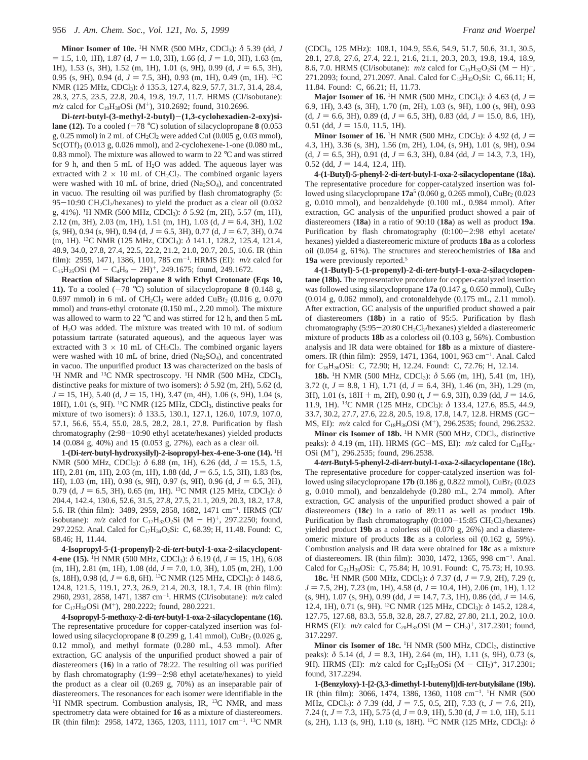**Minor Isomer of 10e.** $^1$H NMR (500 MHz, CDCl$_3$): δ 5.39 (dd, $J$ = 1.5, 1.0, 1H), 1.87 (d, $J$ = 1.0, 3H), 1.66 (d, $J$ = 1.0, 3H), 1.63 (m, 1H), 1.53 (s, 3H), 1.52 (m, 1H), 1.01 (s, 9H), 0.99 (d, $J$ = 6.5, 3H), 0.95 (s, 9H), 0.94 (d, $J$ = 7.5, 3H), 0.93 (m, 1H), 0.49 (m, 1H). $^{13}$C NMR (125 MHz, CDCl$_3$): δ 135.3, 127.4, 82.9, 57.7, 31.7, 31.4, 28.4, 28.3, 27.5, 23.5, 22.8, 20.4, 19.8, 19.7, 11.7. HRMS (CI/isobutane): $m/z$ calcd for $C_{19}H_{38}OSi$ (M$^+$), 310.2692; found, 310.2696.

**Di-*tert*-butyl-(3-methyl-2-butyl)-(1,3-cyclohexadien-2-oxy)silane (12).** To a cooled (−78 °C) solution of silacyclopropane **8** (0.053 g, 0.25 mmol) in 2 mL of $CH_2Cl_2$ were added CuI (0.005 g, 0.03 mmol), Sc(OTf)$_3$ (0.013 g, 0.026 mmol), and 2-cyclohexene-1-one (0.080 mL, 0.83 mmol). The mixture was allowed to warm to 22 °C and was stirred for 9 h, and then 5 mL of $H_2O$ was added. The aqueous layer was extracted with 2 × 10 mL of $CH_2Cl_2$. The combined organic layers were washed with 10 mL of brine, dried ($Na_2SO_4$), and concentrated in vacuo. The resulting oil was purified by flash chromatography (5:95−10:90 $CH_2Cl_2$/hexanes) to yield the product as a clear oil (0.032 g, 41%). $^1$H NMR (500 MHz, CDCl$_3$): δ 5.92 (m, 2H), 5.57 (m, 1H), 2.12 (m, 3H), 2.03 (m, 1H), 1.51 (m, 1H), 1.03 (d, $J$ = 6.4, 3H), 1.02 (s, 9H), 0.94 (s, 9H), 0.94 (d, $J$ = 6.5, 3H), 0.77 (d, $J$ = 6.7, 3H), 0.74 (m, 1H). $^{13}$C NMR (125 MHz, CDCl$_3$): δ 141.1, 128.2, 125.4, 121.4, 48.9, 34.0, 27.8, 27.4, 22.5, 22.2, 21.2, 21.0, 20.7, 20.5, 10.6. IR (thin film): 2959, 1471, 1386, 1101, 785 cm$^{-1}$. HRMS (EI): $m/z$ calcd for $C_{15}H_{25}OSi$ (M − $C_4H_9$ − 2H)$^+$, 249.1675; found, 249.1672.

**Reaction of Silacyclopropane 8 with Ethyl Crotonate (Eqs 10, 11).** To a cooled (−78 °C) solution of silacyclopropane **8** (0.148 g, 0.697 mmol) in 6 mL of $CH_2Cl_2$ were added CuBr$_2$ (0.016 g, 0.070 mmol) and *trans*-ethyl crotonate (0.150 mL, 2.20 mmol). The mixture was allowed to warm to 22 °C and was stirred for 12 h, and then 5 mL of $H_2O$ was added. The mixture was treated with 10 mL of sodium potassium tartrate (saturated aqueous), and the aqueous layer was extracted with 3 × 10 mL of $CH_2Cl_2$. The combined organic layers were washed with 10 mL of brine, dried ($Na_2SO_4$), and concentrated in vacuo. The unpurified product **13** was characterized on the basis of $^1$H NMR and $^{13}$C NMR spectroscopy. $^1$H NMR (500 MHz, CDCl$_3$, distinctive peaks for mixture of two isomers): δ 5.92 (m, 2H), 5.62 (d, $J$ = 15, 1H), 5.40 (d, $J$ = 15, 1H), 3.47 (m, 4H), 1.06 (s, 9H), 1.04 (s, 18H), 1.01 (s, 9H). $^{13}$C NMR (125 MHz, CDCl$_3$, distinctive peaks for mixture of two isomers): δ 133.5, 130.1, 127.1, 126.0, 107.9, 107.0, 57.1, 56.6, 55.4, 55.0, 28.5, 28.2, 28.1, 27.8. Purification by flash chromatography (2:98−10:90 ethyl acetate/hexanes) yielded products **14** (0.084 g, 40%) and **15** (0.053 g, 27%), each as a clear oil.

**1-(Di-*tert*-butyl-hydroxysilyl)-2-isopropyl-hex-4-ene-3-one (14).** $^1$H NMR (500 MHz, CDCl$_3$): δ 6.88 (m, 1H), 6.26 (dd, $J$ = 15.5, 1.5, 1H), 2.81 (m, 1H), 2.03 (m, 1H), 1.88 (dd, $J$ = 6.5, 1.5, 3H), 1.83 (bs, 1H), 1.03 (m, 1H), 0.98 (s, 9H), 0.97 (s, 9H), 0.96 (d, $J$ = 6.5, 3H), 0.79 (d, $J$ = 6.5, 3H), 0.65 (m, 1H). $^{13}$C NMR (125 MHz, CDCl$_3$): δ 204.4, 142.4, 130.6, 52.6, 31.5, 27.8, 27.5, 21.1, 20.9, 20.3, 18.2, 17.8, 5.6. IR (thin film): 3489, 2959, 2858, 1682, 1471 cm$^{-1}$. HRMS (CI/isobutane): $m/z$ calcd for $C_{17}H_{33}O_2Si$ (M − H)$^+$, 297.2250; found, 297.2252. Anal. Calcd for $C_{17}H_{34}O_2Si$: C, 68.39; H, 11.48. Found: C, 68.46; H, 11.44.

**4-Isopropyl-5-(1-propenyl)-2-di-*tert*-butyl-1-oxa-2-silacyclopent-4-ene (15).** $^1$H NMR (500 MHz, CDCl$_3$): δ 6.19 (d, $J$ = 15, 1H), 6.08 (m, 1H), 2.81 (m, 1H), 1.08 (dd, $J$ = 7.0, 1.0, 3H), 1.05 (m, 2H), 1.00 (s, 18H), 0.98 (d, $J$ = 6.8, 6H). $^{13}$C NMR (125 MHz, CDCl$_3$): δ 148.6, 124.8, 121.5, 119.1, 27.3, 26.9, 21.4, 20.3, 18.1, 7.4. IR (thin film): 2960, 2931, 2858, 1471, 1387 cm$^{-1}$. HRMS (CI/isobutane): $m/z$ calcd for $C_{17}H_{32}OSi$ (M$^+$), 280.2222; found, 280.2221.

**4-Isopropyl-5-methoxy-2-di-*tert*-butyl-1-oxa-2-silacyclopentane (16).** The representative procedure for copper-catalyzed insertion was followed using silacyclopropane **8** (0.299 g, 1.41 mmol), CuBr$_2$ (0.026 g, 0.12 mmol), and methyl formate (0.280 mL, 4.53 mmol). After extraction, GC analysis of the unpurified product showed a pair of diastereomers (**16**) in a ratio of 78:22. The resulting oil was purified by flash chromatography (1:99−2:98 ethyl acetate/hexanes) to yield the product as a clear oil (0.269 g, 70%) as an inseparable pair of diastereomers. The resonances for each isomer were identifiable in the $^1$H NMR spectrum. Combustion analysis, IR, $^{13}$C NMR, and mass spectrometry data were obtained for **16** as a mixture of diastereomers. IR (thin film): 2958, 1472, 1365, 1203, 1111, 1017 cm$^{-1}$. $^{13}$C NMR (CDCl$_3$, 125 MHz): 108.1, 104.9, 55.6, 54.9, 51.7, 50.6, 31.1, 30.5, 28.1, 27.8, 27.6, 27.4, 22.1, 21.6, 21.1, 20.3, 20.3, 19.8, 19.4, 18.9, 8.6, 7.0. HRMS (CI/isobutane): $m/z$ calcd for $C_{15}H_{32}O_2Si$ (M − H)$^+$, 271.2093; found, 271.2097. Anal. Calcd for $C_{15}H_{32}O_2Si$: C, 66.11; H, 11.84. Found: C, 66.21; H, 11.73.

**Major Isomer of 16.** $^1$H NMR (500 MHz, CDCl$_3$): δ 4.63 (d, $J$ = 6.9, 1H), 3.43 (s, 3H), 1.70 (m, 2H), 1.03 (s, 9H), 1.00 (s, 9H), 0.93 (d, $J$ = 6.6, 3H), 0.89 (d, $J$ = 6.5, 3H), 0.83 (dd, $J$ = 15.0, 8.6, 1H), 0.51 (dd, $J$ = 15.0, 11.5, 1H).

**Minor Isomer of 16.** $^1$H NMR (500 MHz, CDCl$_3$): δ 4.92 (d, $J$ = 4.3, 1H), 3.36 (s, 3H), 1.56 (m, 2H), 1.04, (s, 9H), 1.01 (s, 9H), 0.94 (d, $J$ = 6.5, 3H), 0.91 (d, $J$ = 6.3, 3H), 0.84 (dd, $J$ = 14.3, 7.3, 1H), 0.52 (dd, $J$ = 14.4, 12.4, 1H).

**4-(1-Butyl)-5-phenyl-2-di-*tert*-butyl-1-oxa-2-silacyclopentane (18a).** The representative procedure for copper-catalyzed insertion was followed using silacyclopropane **17a**[5] (0.060 g, 0.265 mmol), CuBr$_2$ (0.023 g, 0.010 mmol), and benzaldehyde (0.100 mL, 0.984 mmol). After extraction, GC analysis of the unpurified product showed a pair of diastereomers (**18a**) in a ratio of 90:10 (**18a**) as well as product **19a**. Purification by flash chromatography (0:100−2:98 ethyl acetate/hexanes) yielded a diastereomeric mixture of products **18a** as a colorless oil (0.054 g, 61%). The structures and stereochemistries of **18a** and **19a** were previously reported.[5]

**4-(1-Butyl)-5-(1-propenyl)-2-di-*tert*-butyl-1-oxa-2-silacyclopentane (18b).** The representative procedure for copper-catalyzed insertion was followed using silacyclopropane **17a** (0.147 g, 0.650 mmol), CuBr$_2$ (0.014 g, 0.062 mmol), and crotonaldehyde (0.175 mL, 2.11 mmol). After extraction, GC analysis of the unpurified product showed a pair of diastereomers (**18b**) in a ratio of 95:5. Purification by flash chromatography (5:95−20:80 $CH_2Cl_2$/hexanes) yielded a diastereomeric mixture of products **18b** as a colorless oil (0.103 g, 56%). Combustion analysis and IR data were obtained for **18b** as a mixture of diastereomers. IR (thin film): 2959, 1471, 1364, 1001, 963 cm$^{-1}$. Anal. Calcd for $C_{18}H_{36}OSi$: C, 72.90; H, 12.24. Found: C, 72.76; H, 12.14.

**18b.** $^1$H NMR (500 MHz, CDCl$_3$): δ 5.66 (m, 1H), 5.41 (m, 1H), 3.72 (t, $J$ = 8.8, 1 H), 1.71 (d, $J$ = 6.4, 3H), 1.46 (m, 3H), 1.29 (m, 3H), 1.01 (s, 18H + m, 2H), 0.90 (t, $J$ = 6.9, 3H), 0.39 (dd, $J$ = 14.6, 11.9, 1H). $^{13}$C NMR (125 MHz, CDCl$_3$): δ 133.4, 127.6, 85.5, 44.9, 33.7, 30.2, 27.7, 27.6, 22.8, 20.5, 19.8, 17.8, 14.7, 12.8. HRMS (GC−MS, EI): $m/z$ calcd for $C_{18}H_{36}OSi$ (M$^+$), 296.2535; found, 296.2532.

**Minor cis Isomer of 18b.** $^1$H NMR (500 MHz, CDCl$_3$, distinctive peaks): δ 4.19 (m, 1H). HRMS (GC−MS, EI): $m/z$ calcd for $C_{18}H_{36}OSi$ (M$^+$), 296.2535; found, 296.2538.

**4-*tert*-Butyl-5-phenyl-2-di-*tert*-butyl-1-oxa-2-silacyclopentane (18c).** The representative procedure for copper-catalyzed insertion was followed using silacyclopropane **17b** (0.186 g, 0.822 mmol), CuBr$_2$ (0.023 g, 0.010 mmol), and benzaldehyde (0.280 mL, 2.74 mmol). After extraction, GC analysis of the unpurified product showed a pair of diastereomers (**18c**) in a ratio of 89:11 as well as product **19b**. Purification by flash chromatography (0:100−15:85 $CH_2Cl_2$/hexanes) yielded product **19b** as a colorless oil (0.070 g, 26%) and a diastereomeric mixture of products **18c** as a colorless oil (0.162 g, 59%). Combustion analysis and IR data were obtained for **18c** as a mixture of diastereomers. IR (thin film): 3030, 1472, 1365, 998 cm$^{-1}$. Anal. Calcd for $C_{21}H_{36}OSi$: C, 75.84; H, 10.91. Found: C, 75.73; H, 10.93.

**18c.** $^1$H NMR (500 MHz, CDCl$_3$): δ 7.37 (d, $J$ = 7.9, 2H), 7.29 (t, $J$ = 7.5, 2H), 7.23 (m, 1H), 4.58 (d, $J$ = 10.4, 1H), 2.06 (m, 1H), 1.12 (s, 9H), 1.07 (s, 9H), 0.99 (dd, $J$ = 14.7, 7.3, 1H), 0.86 (dd, $J$ = 14.6, 12.4, 1H), 0.71 (s, 9H). $^{13}$C NMR (125 MHz, CDCl$_3$): δ 145.2, 128.4, 127.75, 127.68, 83.3, 55.8, 32.8, 28.7, 27.82, 27.80, 21.1, 20.2, 10.0. HRMS (EI): $m/z$ calcd for $C_{20}H_{33}OSi$ (M − $CH_3$)$^+$, 317.2301; found, 317.2297.

**Minor cis Isomer of 18c.** $^1$H NMR (500 MHz, CDCl$_3$, distinctive peaks): δ 5.14 (d, $J$ = 8.3, 1H), 2.64 (m, 1H), 1.11 (s, 9H), 0.73 (s, 9H). HRMS (EI): $m/z$ calcd for $C_{20}H_{33}OSi$ (M − $CH_3$)$^+$, 317.2301; found, 317.2294.

**1-(Benzyloxy)-1-[2-(3,3-dimethyl-1-butenyl)]di-*tert*-butylsilane (19b).** IR (thin film): 3066, 1474, 1386, 1360, 1108 cm$^{-1}$. $^1$H NMR (500 MHz, CDCl$_3$): δ 7.39 (dd, $J$ = 7.5, 0.5, 2H), 7.33 (t, $J$ = 7.6, 2H), 7.24 (t, $J$ = 7.3, 1H), 5.75 (d, $J$ = 0.9, 1H), 5.30 (d, $J$ = 1.0, 1H), 5.11 (s, 2H), 1.13 (s, 9H), 1.10 (s, 18H). $^{13}$C NMR (125 MHz, CDCl$_3$): δ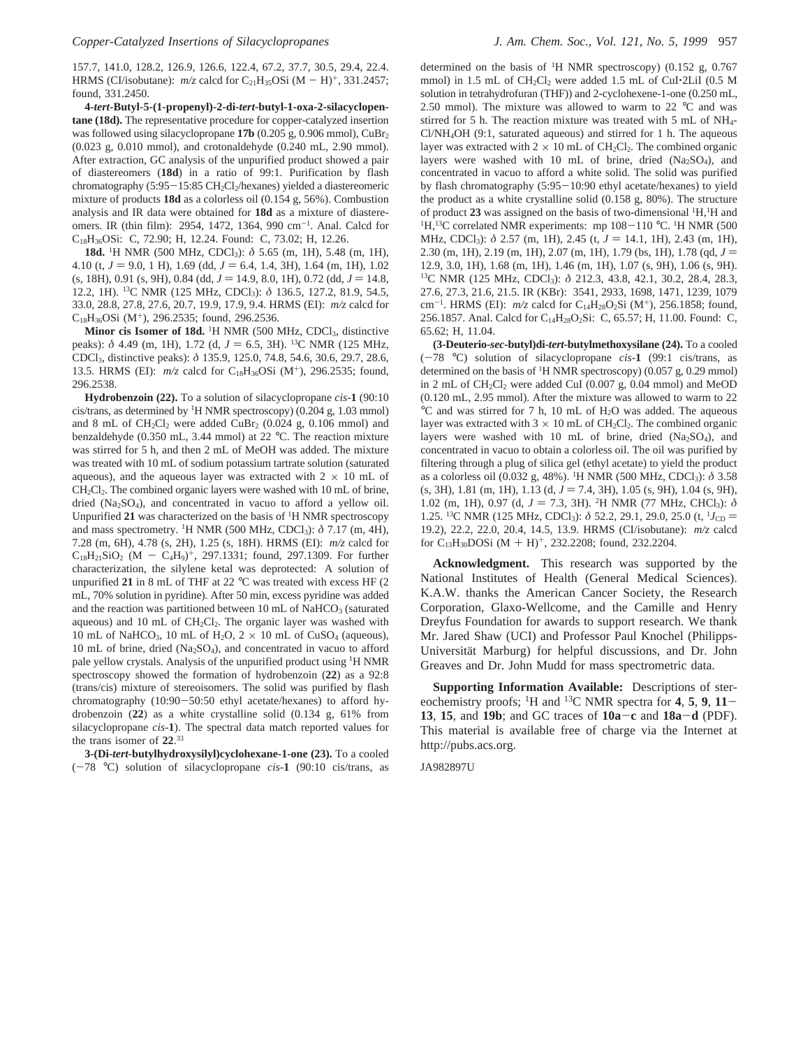157.7, 141.0, 128.2, 126.9, 126.6, 122.4, 67.2, 37.7, 30.5, 29.4, 22.4. HRMS (CI/isobutane): *m/z* calcd for $C_{21}H_{35}OSi$ (M − H)$^+$, 331.2457; found, 331.2450.

**4-*tert*-Butyl-5-(1-propenyl)-2-di-*tert*-butyl-1-oxa-2-silacyclopentane (18d).** The representative procedure for copper-catalyzed insertion was followed using silacyclopropane **17b** (0.205 g, 0.906 mmol), $CuBr_2$ (0.023 g, 0.010 mmol), and crotonaldehyde (0.240 mL, 2.90 mmol). After extraction, GC analysis of the unpurified product showed a pair of diastereomers (**18d**) in a ratio of 99:1. Purification by flash chromatography (5:95−15:85 $CH_2Cl_2$/hexanes) yielded a diastereomeric mixture of products **18d** as a colorless oil (0.154 g, 56%). Combustion analysis and IR data were obtained for **18d** as a mixture of diastereomers. IR (thin film): 2954, 1472, 1364, 990 cm$^{-1}$. Anal. Calcd for $C_{18}H_{36}OSi$: C, 72.90; H, 12.24. Found: C, 73.02; H, 12.26.

**18d.** $^1$H NMR (500 MHz, $CDCl_3$): δ 5.65 (m, 1H), 5.48 (m, 1H), 4.10 (t, $J$ = 9.0, 1 H), 1.69 (dd, $J$ = 6.4, 1.4, 3H), 1.64 (m, 1H), 1.02 (s, 18H), 0.91 (s, 9H), 0.84 (dd, $J$ = 14.9, 8.0, 1H), 0.72 (dd, $J$ = 14.8, 12.2, 1H). $^{13}$C NMR (125 MHz, $CDCl_3$): δ 136.5, 127.2, 81.9, 54.5, 33.0, 28.8, 27.8, 27.6, 20.7, 19.9, 17.9, 9.4. HRMS (EI): *m/z* calcd for $C_{18}H_{36}OSi$ (M$^+$), 296.2535; found, 296.2536.

**Minor cis Isomer of 18d.** $^1$H NMR (500 MHz, $CDCl_3$, distinctive peaks): δ 4.49 (m, 1H), 1.72 (d, $J$ = 6.5, 3H). $^{13}$C NMR (125 MHz, $CDCl_3$, distinctive peaks): δ 135.9, 125.0, 74.8, 54.6, 30.6, 29.7, 28.6, 13.5. HRMS (EI): *m/z* calcd for $C_{18}H_{36}OSi$ (M$^+$), 296.2535; found, 296.2538.

**Hydrobenzoin (22).** To a solution of silacyclopropane *cis*-**1** (90:10 cis/trans, as determined by $^1$H NMR spectroscopy) (0.204 g, 1.03 mmol) and 8 mL of $CH_2Cl_2$ were added $CuBr_2$ (0.024 g, 0.106 mmol) and benzaldehyde (0.350 mL, 3.44 mmol) at 22 °C. The reaction mixture was stirred for 5 h, and then 2 mL of MeOH was added. The mixture was treated with 10 mL of sodium potassium tartrate solution (saturated aqueous), and the aqueous layer was extracted with 2 × 10 mL of $CH_2Cl_2$. The combined organic layers were washed with 10 mL of brine, dried ($Na_2SO_4$), and concentrated in vacuo to afford a yellow oil. Unpurified **21** was characterized on the basis of $^1$H NMR spectroscopy and mass spectrometry. $^1$H NMR (500 MHz, $CDCl_3$): δ 7.17 (m, 4H), 7.28 (m, 6H), 4.78 (s, 2H), 1.25 (s, 18H). HRMS (EI): *m/z* calcd for $C_{18}H_{21}SiO_2$ (M − $C_4H_9$)$^+$, 297.1331; found, 297.1309. For further characterization, the silylene ketal was deprotected: A solution of unpurified **21** in 8 mL of THF at 22 °C was treated with excess HF (2 mL, 70% solution in pyridine). After 50 min, excess pyridine was added and the reaction was partitioned between 10 mL of $NaHCO_3$ (saturated aqueous) and 10 mL of $CH_2Cl_2$. The organic layer was washed with 10 mL of $NaHCO_3$, 10 mL of $H_2O$, 2 × 10 mL of $CuSO_4$ (aqueous), 10 mL of brine, dried ($Na_2SO_4$), and concentrated in vacuo to afford pale yellow crystals. Analysis of the unpurified product using $^1$H NMR spectroscopy showed the formation of hydrobenzoin (**22**) as a 92:8 (trans/cis) mixture of stereoisomers. The solid was purified by flash chromatography (10:90−50:50 ethyl acetate/hexanes) to afford hydrobenzoin (**22**) as a white crystalline solid (0.134 g, 61% from silacyclopropane *cis*-**1**). The spectral data match reported values for the trans isomer of **22**.[33]

**3-(Di-*tert*-butylhydroxysilyl)cyclohexane-1-one (23).** To a cooled (−78 °C) solution of silacyclopropane *cis*-**1** (90:10 cis/trans, as determined on the basis of $^1$H NMR spectroscopy) (0.152 g, 0.767 mmol) in 1.5 mL of $CH_2Cl_2$ were added 1.5 mL of CuI·2LiI (0.5 M solution in tetrahydrofuran (THF)) and 2-cyclohexene-1-one (0.250 mL, 2.50 mmol). The mixture was allowed to warm to 22 °C and was stirred for 5 h. The reaction mixture was treated with 5 mL of $NH_4Cl$/$NH_4OH$ (9:1, saturated aqueous) and stirred for 1 h. The aqueous layer was extracted with 2 × 10 mL of $CH_2Cl_2$. The combined organic layers were washed with 10 mL of brine, dried ($Na_2SO_4$), and concentrated in vacuo to afford a white solid. The solid was purified by flash chromatography (5:95−10:90 ethyl acetate/hexanes) to yield the product as a white crystalline solid (0.158 g, 80%). The structure of product **23** was assigned on the basis of two-dimensional $^1$H,$^1$H and $^1$H,$^{13}$C correlated NMR experiments: mp 108−110 °C. $^1$H NMR (500 MHz, $CDCl_3$): δ 2.57 (m, 1H), 2.45 (t, $J$ = 14.1, 1H), 2.43 (m, 1H), 2.30 (m, 1H), 2.19 (m, 1H), 2.07 (m, 1H), 1.79 (bs, 1H), 1.78 (qd, $J$ = 12.9, 3.0, 1H), 1.68 (m, 1H), 1.46 (m, 1H), 1.07 (s, 9H), 1.06 (s, 9H). $^{13}$C NMR (125 MHz, $CDCl_3$): δ 212.3, 43.8, 42.1, 30.2, 28.4, 28.3, 27.6, 27.3, 21.6, 21.5. IR (KBr): 3541, 2933, 1698, 1471, 1239, 1079 cm$^{-1}$. HRMS (EI): *m/z* calcd for $C_{14}H_{28}O_2Si$ (M$^+$), 256.1858; found, 256.1857. Anal. Calcd for $C_{14}H_{28}O_2Si$: C, 65.57; H, 11.00. Found: C, 65.62; H, 11.04.

**(3-Deuterio-*sec*-butyl)di-*tert*-butylmethoxysilane (24).** To a cooled (−78 °C) solution of silacyclopropane *cis*-**1** (99:1 cis/trans, as determined on the basis of $^1$H NMR spectroscopy) (0.057 g, 0.29 mmol) in 2 mL of $CH_2Cl_2$ were added CuI (0.007 g, 0.04 mmol) and MeOD (0.120 mL, 2.95 mmol). After the mixture was allowed to warm to 22 °C and was stirred for 7 h, 10 mL of $H_2O$ was added. The aqueous layer was extracted with 3 × 10 mL of $CH_2Cl_2$. The combined organic layers were washed with 10 mL of brine, dried ($Na_2SO_4$), and concentrated in vacuo to obtain a colorless oil. The oil was purified by filtering through a plug of silica gel (ethyl acetate) to yield the product as a colorless oil (0.032 g, 48%). $^1$H NMR (500 MHz, $CDCl_3$): δ 3.58 (s, 3H), 1.81 (m, 1H), 1.13 (d, $J$ = 7.4, 3H), 1.05 (s, 9H), 1.04 (s, 9H), 1.02 (m, 1H), 0.97 (d, $J$ = 7.3, 3H). $^2$H NMR (77 MHz, $CHCl_3$): δ 1.25. $^{13}$C NMR (125 MHz, $CDCl_3$): δ 52.2, 29.1, 29.0, 25.0 (t, $^1J_{CD}$ = 19.2), 22.2, 22.0, 20.4, 14.5, 13.9. HRMS (CI/isobutane): *m/z* calcd for $C_{13}H_{30}DOSi$ (M + H)$^+$, 232.2208; found, 232.2204.

**Acknowledgment.** This research was supported by the National Institutes of Health (General Medical Sciences). K.A.W. thanks the American Cancer Society, the Research Corporation, Glaxo-Wellcome, and the Camille and Henry Dreyfus Foundation for awards to support research. We thank Mr. Jared Shaw (UCI) and Professor Paul Knochel (Philipps-Universität Marburg) for helpful discussions, and Dr. John Greaves and Dr. John Mudd for mass spectrometric data.

**Supporting Information Available:** Descriptions of stereochemistry proofs; $^1$H and $^{13}$C NMR spectra for **4**, **5**, **9**, **11**−**13**, **15**, and **19b**; and GC traces of **10a**−**c** and **18a**−**d** (PDF). This material is available free of charge via the Internet at http://pubs.acs.org.

JA982897U